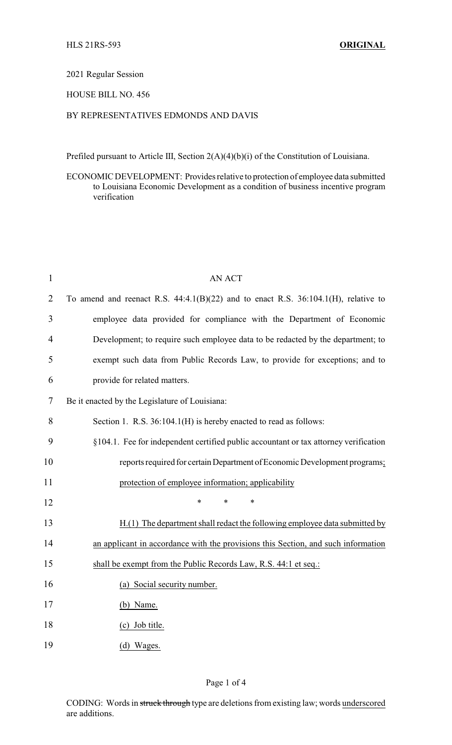HLS 21RS-593 **ORIGINAL**

2021 Regular Session

HOUSE BILL NO. 456

BY REPRESENTATIVES EDMONDS AND DAVIS

Prefiled pursuant to Article III, Section 2(A)(4)(b)(i) of the Constitution of Louisiana.

ECONOMIC DEVELOPMENT: Provides relative to protection of employee data submitted to Louisiana Economic Development as a condition of business incentive program verification

AN ACT

To amend and reenact R.S. 44:4.1(B)(22) and to enact R.S. 36:104.1(H), relative to employee data provided for compliance with the Department of Economic Development; to require such employee data to be redacted by the department; to exempt such data from Public Records Law, to provide for exceptions; and to provide for related matters.

Be it enacted by the Legislature of Louisiana:

Section 1. R.S. 36:104.1(H) is hereby enacted to read as follows:

§104.1. Fee for independent certified public accountant or tax attorney verification reports required for certain Department of Economic Development programs; protection of employee information; applicability

\* \* \*

H.(1) The department shall redact the following employee data submitted by an applicant in accordance with the provisions this Section, and such information shall be exempt from the Public Records Law, R.S. 44:1 et seq.:

(a) Social security number.

(b) Name.

(c) Job title.

(d) Wages.

CODING: Words in ~~struck through~~ type are deletions from existing law; words underscored are additions.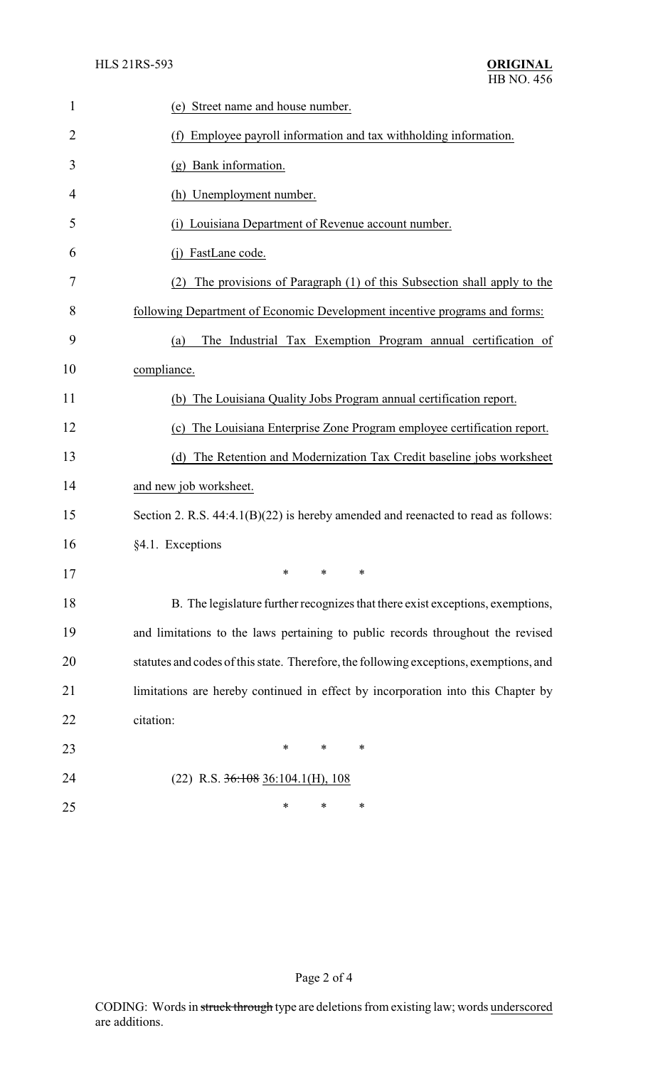(e) Street name and house number.

(f) Employee payroll information and tax withholding information.

(g) Bank information.

(h) Unemployment number.

(i) Louisiana Department of Revenue account number.

(j) FastLane code.

(2) The provisions of Paragraph (1) of this Subsection shall apply to the following Department of Economic Development incentive programs and forms:

(a) The Industrial Tax Exemption Program annual certification of compliance.

(b) The Louisiana Quality Jobs Program annual certification report.

(c) The Louisiana Enterprise Zone Program employee certification report.

(d) The Retention and Modernization Tax Credit baseline jobs worksheet and new job worksheet.

Section 2. R.S. 44:4.1(B)(22) is hereby amended and reenacted to read as follows:

§4.1. Exceptions

\* \* \*

B. The legislature further recognizes that there exist exceptions, exemptions, and limitations to the laws pertaining to public records throughout the revised statutes and codes of this state. Therefore, the following exceptions, exemptions, and limitations are hereby continued in effect by incorporation into this Chapter by citation:

\* \* \*

(22) R.S. ~~36:108~~ 36:104.1(H), 108

\* \* \*

CODING: Words in ~~struck through~~ type are deletions from existing law; words underscored are additions.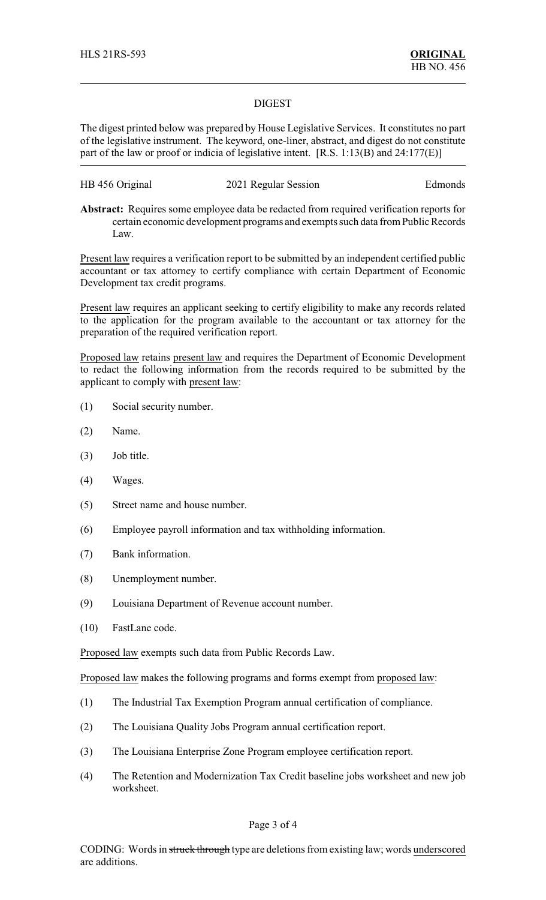HLS 21RS-593 **ORIGINAL**
HB NO. 456

## DIGEST

The digest printed below was prepared by House Legislative Services. It constitutes no part of the legislative instrument. The keyword, one-liner, abstract, and digest do not constitute part of the law or proof or indicia of legislative intent. [R.S. 1:13(B) and 24:177(E)]

HB 456 Original 2021 Regular Session Edmonds

**Abstract:** Requires some employee data be redacted from required verification reports for certain economic development programs and exempts such data from Public Records Law.

Present law requires a verification report to be submitted by an independent certified public accountant or tax attorney to certify compliance with certain Department of Economic Development tax credit programs.

Present law requires an applicant seeking to certify eligibility to make any records related to the application for the program available to the accountant or tax attorney for the preparation of the required verification report.

Proposed law retains present law and requires the Department of Economic Development to redact the following information from the records required to be submitted by the applicant to comply with present law:

(1) Social security number.

(2) Name.

(3) Job title.

(4) Wages.

(5) Street name and house number.

(6) Employee payroll information and tax withholding information.

(7) Bank information.

(8) Unemployment number.

(9) Louisiana Department of Revenue account number.

(10) FastLane code.

Proposed law exempts such data from Public Records Law.

Proposed law makes the following programs and forms exempt from proposed law:

(1) The Industrial Tax Exemption Program annual certification of compliance.

(2) The Louisiana Quality Jobs Program annual certification report.

(3) The Louisiana Enterprise Zone Program employee certification report.

(4) The Retention and Modernization Tax Credit baseline jobs worksheet and new job worksheet.

CODING: Words in ~~struck through~~ type are deletions from existing law; words underscored are additions.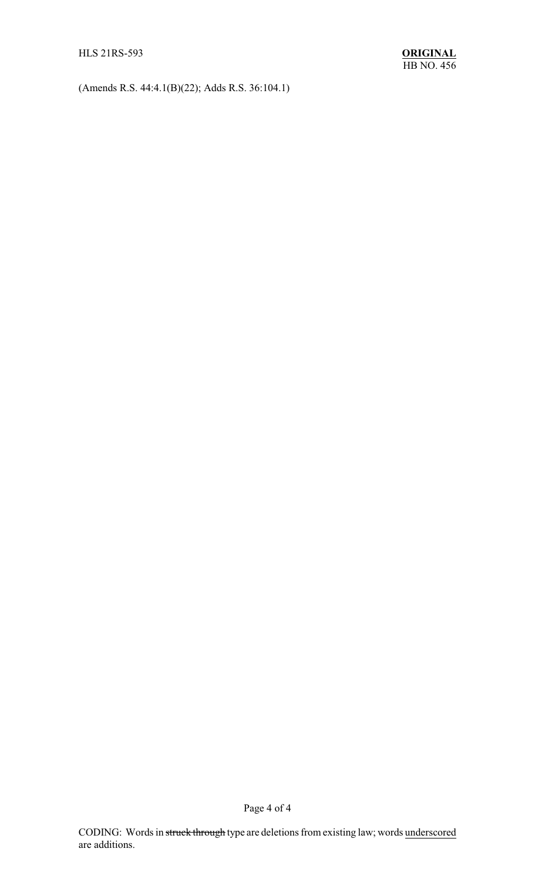(Amends R.S. 44:4.1(B)(22); Adds R.S. 36:104.1)